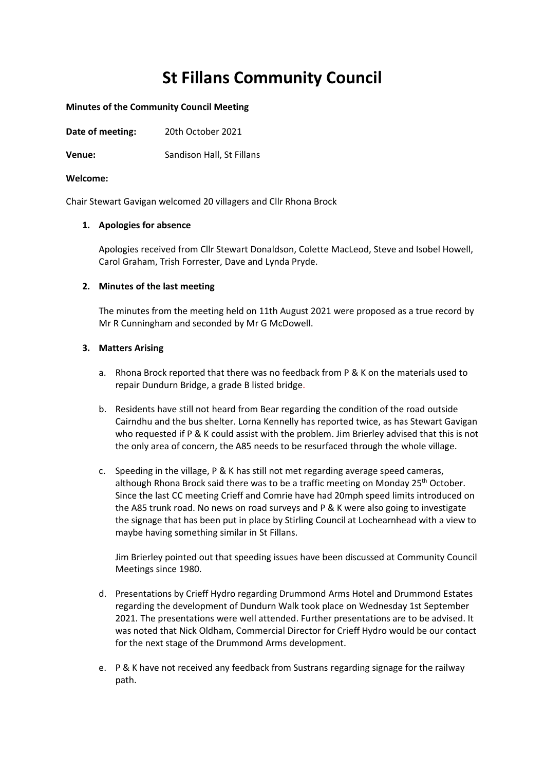# St Fillans Community Council

**Minutes of the Community Council Meeting**

**Date of meeting:** 20th October 2021

**Venue:** Sandison Hall, St Fillans

**Welcome:**

Chair Stewart Gavigan welcomed 20 villagers and Cllr Rhona Brock

1. **Apologies for absence**

   Apologies received from Cllr Stewart Donaldson, Colette MacLeod, Steve and Isobel Howell, Carol Graham, Trish Forrester, Dave and Lynda Pryde.

2. **Minutes of the last meeting**

   The minutes from the meeting held on 11th August 2021 were proposed as a true record by Mr R Cunningham and seconded by Mr G McDowell.

3. **Matters Arising**

   a. Rhona Brock reported that there was no feedback from P & K on the materials used to repair Dundurn Bridge, a grade B listed bridge.

   b. Residents have still not heard from Bear regarding the condition of the road outside Cairndhu and the bus shelter. Lorna Kennelly has reported twice, as has Stewart Gavigan who requested if P & K could assist with the problem. Jim Brierley advised that this is not the only area of concern, the A85 needs to be resurfaced through the whole village.

   c. Speeding in the village, P & K has still not met regarding average speed cameras, although Rhona Brock said there was to be a traffic meeting on Monday 25th October. Since the last CC meeting Crieff and Comrie have had 20mph speed limits introduced on the A85 trunk road. No news on road surveys and P & K were also going to investigate the signage that has been put in place by Stirling Council at Lochearnhead with a view to maybe having something similar in St Fillans.

      Jim Brierley pointed out that speeding issues have been discussed at Community Council Meetings since 1980.

   d. Presentations by Crieff Hydro regarding Drummond Arms Hotel and Drummond Estates regarding the development of Dundurn Walk took place on Wednesday 1st September 2021. The presentations were well attended. Further presentations are to be advised. It was noted that Nick Oldham, Commercial Director for Crieff Hydro would be our contact for the next stage of the Drummond Arms development.

   e. P & K have not received any feedback from Sustrans regarding signage for the railway path.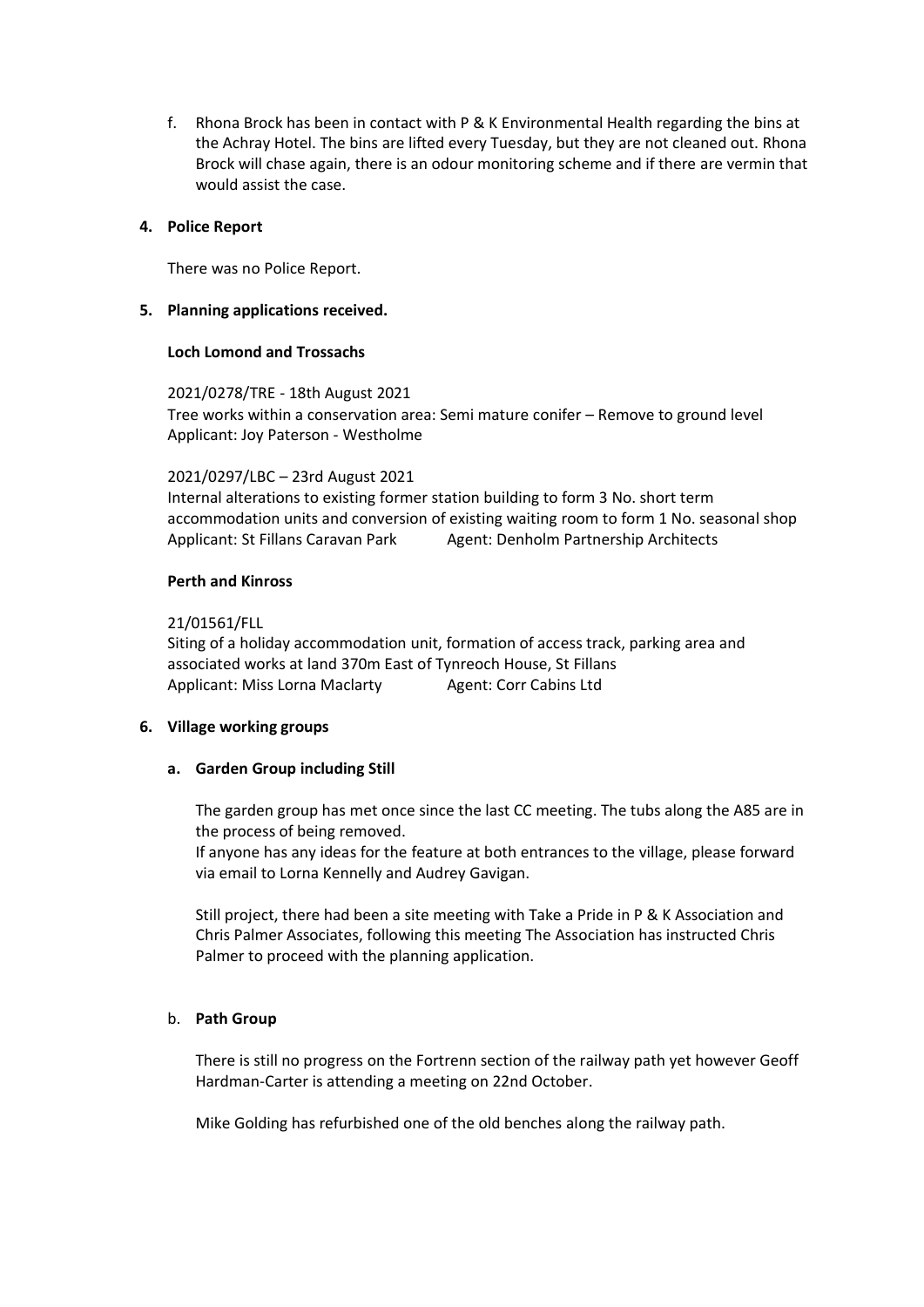f. Rhona Brock has been in contact with P & K Environmental Health regarding the bins at the Achray Hotel. The bins are lifted every Tuesday, but they are not cleaned out. Rhona Brock will chase again, there is an odour monitoring scheme and if there are vermin that would assist the case.

## 4. Police Report

There was no Police Report.

## 5. Planning applications received.

### Loch Lomond and Trossachs

2021/0278/TRE - 18th August 2021
Tree works within a conservation area: Semi mature conifer – Remove to ground level
Applicant: Joy Paterson - Westholme

2021/0297/LBC – 23rd August 2021
Internal alterations to existing former station building to form 3 No. short term accommodation units and conversion of existing waiting room to form 1 No. seasonal shop
Applicant: St Fillans Caravan Park    Agent: Denholm Partnership Architects

### Perth and Kinross

21/01561/FLL
Siting of a holiday accommodation unit, formation of access track, parking area and associated works at land 370m East of Tynreoch House, St Fillans
Applicant: Miss Lorna Maclarty    Agent: Corr Cabins Ltd

## 6. Village working groups

### a. Garden Group including Still

The garden group has met once since the last CC meeting. The tubs along the A85 are in the process of being removed.
If anyone has any ideas for the feature at both entrances to the village, please forward via email to Lorna Kennelly and Audrey Gavigan.

Still project, there had been a site meeting with Take a Pride in P & K Association and Chris Palmer Associates, following this meeting The Association has instructed Chris Palmer to proceed with the planning application.

### b. Path Group

There is still no progress on the Fortrenn section of the railway path yet however Geoff Hardman-Carter is attending a meeting on 22nd October.

Mike Golding has refurbished one of the old benches along the railway path.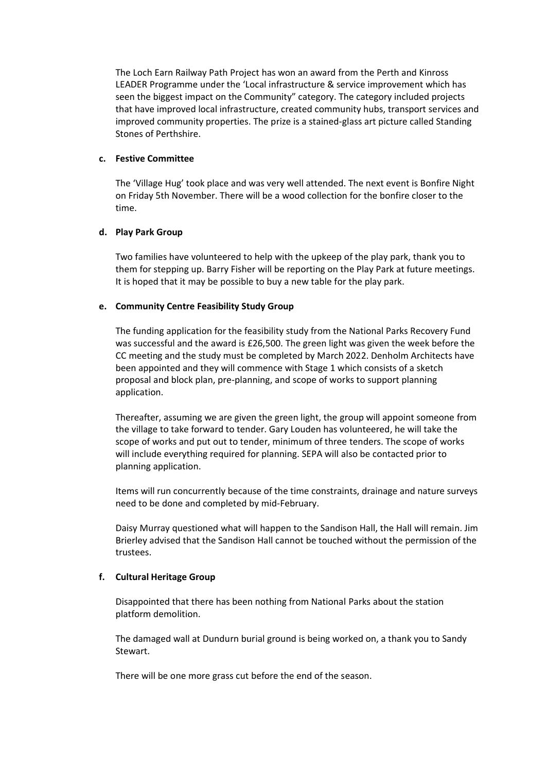The Loch Earn Railway Path Project has won an award from the Perth and Kinross LEADER Programme under the 'Local infrastructure & service improvement which has seen the biggest impact on the Community" category. The category included projects that have improved local infrastructure, created community hubs, transport services and improved community properties. The prize is a stained-glass art picture called Standing Stones of Perthshire.

**c. Festive Committee**

The 'Village Hug' took place and was very well attended. The next event is Bonfire Night on Friday 5th November. There will be a wood collection for the bonfire closer to the time.

**d. Play Park Group**

Two families have volunteered to help with the upkeep of the play park, thank you to them for stepping up. Barry Fisher will be reporting on the Play Park at future meetings. It is hoped that it may be possible to buy a new table for the play park.

**e. Community Centre Feasibility Study Group**

The funding application for the feasibility study from the National Parks Recovery Fund was successful and the award is £26,500. The green light was given the week before the CC meeting and the study must be completed by March 2022. Denholm Architects have been appointed and they will commence with Stage 1 which consists of a sketch proposal and block plan, pre-planning, and scope of works to support planning application.

Thereafter, assuming we are given the green light, the group will appoint someone from the village to take forward to tender. Gary Louden has volunteered, he will take the scope of works and put out to tender, minimum of three tenders. The scope of works will include everything required for planning. SEPA will also be contacted prior to planning application.

Items will run concurrently because of the time constraints, drainage and nature surveys need to be done and completed by mid-February.

Daisy Murray questioned what will happen to the Sandison Hall, the Hall will remain. Jim Brierley advised that the Sandison Hall cannot be touched without the permission of the trustees.

**f. Cultural Heritage Group**

Disappointed that there has been nothing from National Parks about the station platform demolition.

The damaged wall at Dundurn burial ground is being worked on, a thank you to Sandy Stewart.

There will be one more grass cut before the end of the season.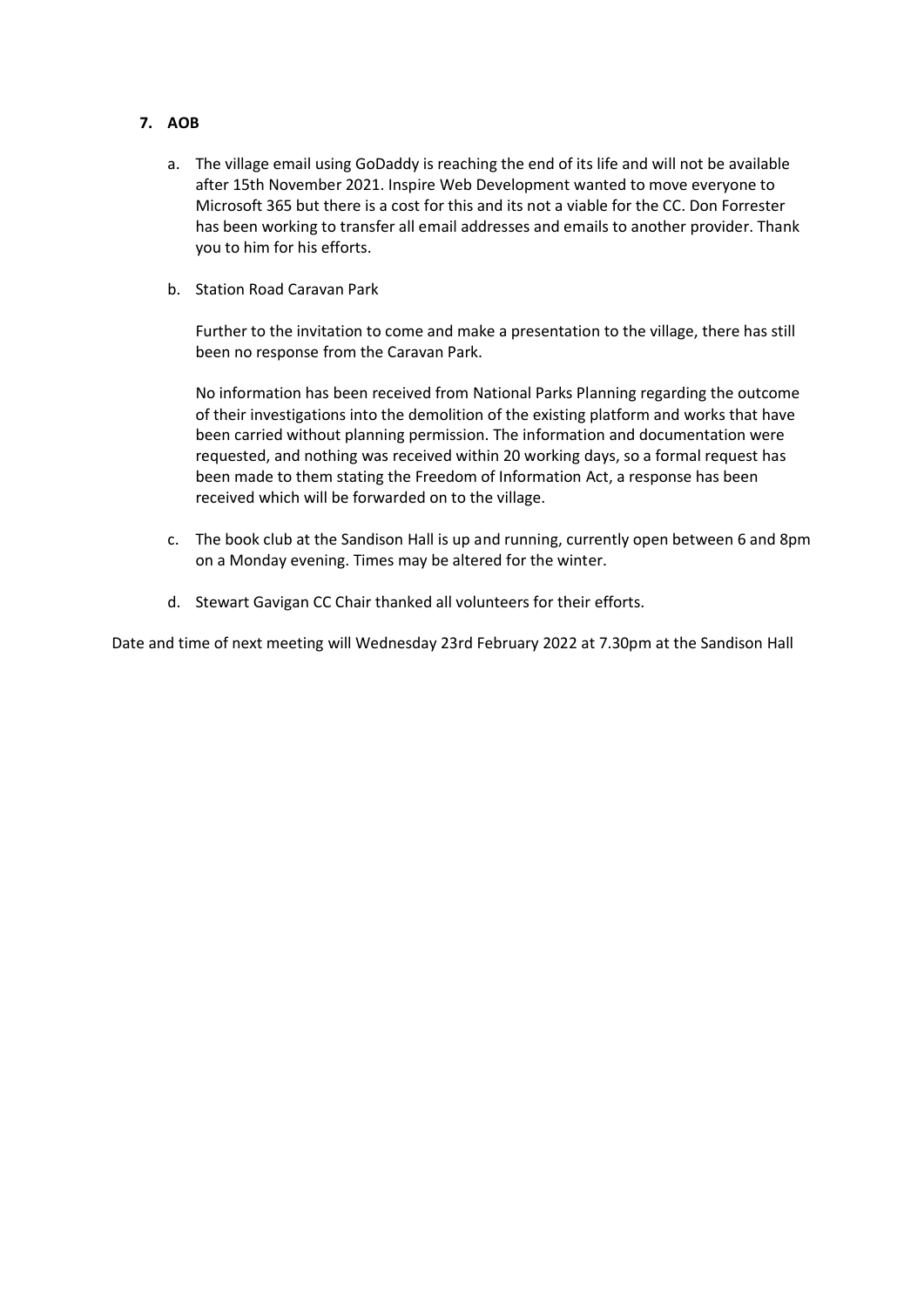**7. AOB**

a. The village email using GoDaddy is reaching the end of its life and will not be available after 15th November 2021. Inspire Web Development wanted to move everyone to Microsoft 365 but there is a cost for this and its not a viable for the CC. Don Forrester has been working to transfer all email addresses and emails to another provider. Thank you to him for his efforts.

b. Station Road Caravan Park

   Further to the invitation to come and make a presentation to the village, there has still been no response from the Caravan Park.

   No information has been received from National Parks Planning regarding the outcome of their investigations into the demolition of the existing platform and works that have been carried without planning permission. The information and documentation were requested, and nothing was received within 20 working days, so a formal request has been made to them stating the Freedom of Information Act, a response has been received which will be forwarded on to the village.

c. The book club at the Sandison Hall is up and running, currently open between 6 and 8pm on a Monday evening. Times may be altered for the winter.

d. Stewart Gavigan CC Chair thanked all volunteers for their efforts.

Date and time of next meeting will Wednesday 23rd February 2022 at 7.30pm at the Sandison Hall